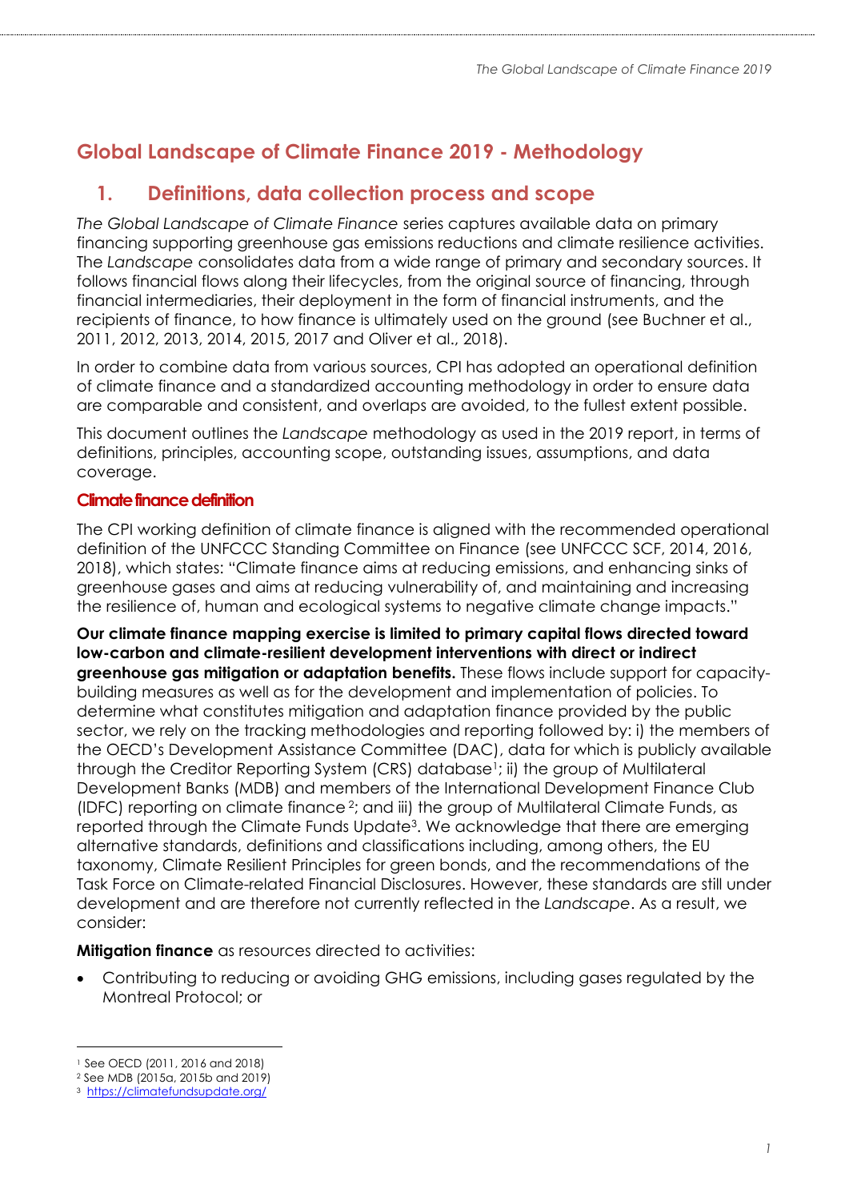# Global Landscape of Climate Finance 2019 - Methodology

## 1. Definitions, data collection process and scope

*The Global Landscape of Climate Finance* series captures available data on primary financing supporting greenhouse gas emissions reductions and climate resilience activities. The *Landscape* consolidates data from a wide range of primary and secondary sources. It follows financial flows along their lifecycles, from the original source of financing, through financial intermediaries, their deployment in the form of financial instruments, and the recipients of finance, to how finance is ultimately used on the ground (see Buchner et al., 2011, 2012, 2013, 2014, 2015, 2017 and Oliver et al., 2018).

In order to combine data from various sources, CPI has adopted an operational definition of climate finance and a standardized accounting methodology in order to ensure data are comparable and consistent, and overlaps are avoided, to the fullest extent possible.

This document outlines the *Landscape* methodology as used in the 2019 report, in terms of definitions, principles, accounting scope, outstanding issues, assumptions, and data coverage.

### Climate finance definition

The CPI working definition of climate finance is aligned with the recommended operational definition of the UNFCCC Standing Committee on Finance (see UNFCCC SCF, 2014, 2016, 2018), which states: "Climate finance aims at reducing emissions, and enhancing sinks of greenhouse gases and aims at reducing vulnerability of, and maintaining and increasing the resilience of, human and ecological systems to negative climate change impacts."

**Our climate finance mapping exercise is limited to primary capital flows directed toward low-carbon and climate-resilient development interventions with direct or indirect greenhouse gas mitigation or adaptation benefits.** These flows include support for capacity-building measures as well as for the development and implementation of policies. To determine what constitutes mitigation and adaptation finance provided by the public sector, we rely on the tracking methodologies and reporting followed by: i) the members of the OECD's Development Assistance Committee (DAC), data for which is publicly available through the Creditor Reporting System (CRS) database[1]; ii) the group of Multilateral Development Banks (MDB) and members of the International Development Finance Club (IDFC) reporting on climate finance[2]; and iii) the group of Multilateral Climate Funds, as reported through the Climate Funds Update[3]. We acknowledge that there are emerging alternative standards, definitions and classifications including, among others, the EU taxonomy, Climate Resilient Principles for green bonds, and the recommendations of the Task Force on Climate-related Financial Disclosures. However, these standards are still under development and are therefore not currently reflected in the *Landscape*. As a result, we consider:

**Mitigation finance** as resources directed to activities:

- Contributing to reducing or avoiding GHG emissions, including gases regulated by the Montreal Protocol; or

---

[1] See OECD (2011, 2016 and 2018)

[2] See MDB (2015a, 2015b and 2019)

[3] https://climatefundsupdate.org/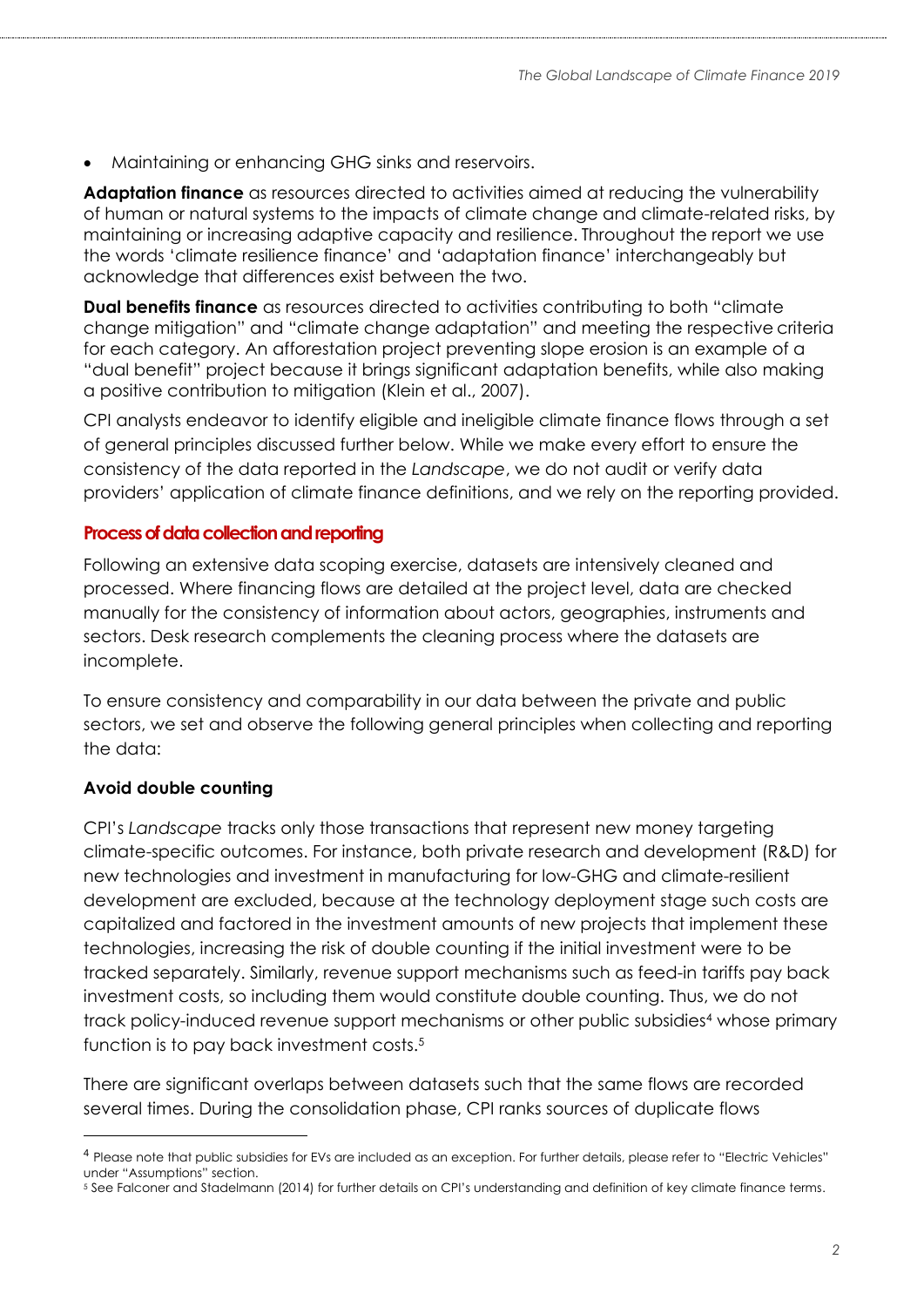- Maintaining or enhancing GHG sinks and reservoirs.

**Adaptation finance** as resources directed to activities aimed at reducing the vulnerability of human or natural systems to the impacts of climate change and climate-related risks, by maintaining or increasing adaptive capacity and resilience. Throughout the report we use the words 'climate resilience finance' and 'adaptation finance' interchangeably but acknowledge that differences exist between the two.

**Dual benefits finance** as resources directed to activities contributing to both "climate change mitigation" and "climate change adaptation" and meeting the respective criteria for each category. An afforestation project preventing slope erosion is an example of a "dual benefit" project because it brings significant adaptation benefits, while also making a positive contribution to mitigation (Klein et al., 2007).

CPI analysts endeavor to identify eligible and ineligible climate finance flows through a set of general principles discussed further below. While we make every effort to ensure the consistency of the data reported in the *Landscape*, we do not audit or verify data providers' application of climate finance definitions, and we rely on the reporting provided.

## Process of data collection and reporting

Following an extensive data scoping exercise, datasets are intensively cleaned and processed. Where financing flows are detailed at the project level, data are checked manually for the consistency of information about actors, geographies, instruments and sectors. Desk research complements the cleaning process where the datasets are incomplete.

To ensure consistency and comparability in our data between the private and public sectors, we set and observe the following general principles when collecting and reporting the data:

### Avoid double counting

CPI's *Landscape* tracks only those transactions that represent new money targeting climate-specific outcomes. For instance, both private research and development (R&D) for new technologies and investment in manufacturing for low-GHG and climate-resilient development are excluded, because at the technology deployment stage such costs are capitalized and factored in the investment amounts of new projects that implement these technologies, increasing the risk of double counting if the initial investment were to be tracked separately. Similarly, revenue support mechanisms such as feed-in tariffs pay back investment costs, so including them would constitute double counting. Thus, we do not track policy-induced revenue support mechanisms or other public subsidies[4] whose primary function is to pay back investment costs.[5]

There are significant overlaps between datasets such that the same flows are recorded several times. During the consolidation phase, CPI ranks sources of duplicate flows

[4] Please note that public subsidies for EVs are included as an exception. For further details, please refer to "Electric Vehicles" under "Assumptions" section.

[5] See Falconer and Stadelmann (2014) for further details on CPI's understanding and definition of key climate finance terms.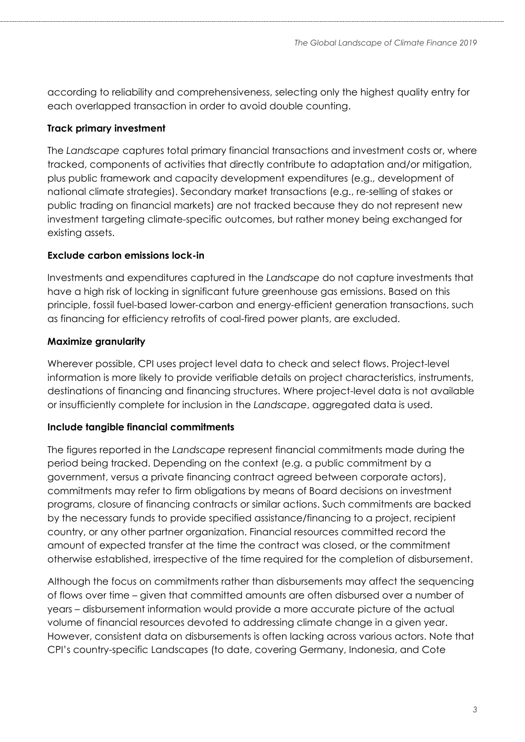according to reliability and comprehensiveness, selecting only the highest quality entry for each overlapped transaction in order to avoid double counting.

**Track primary investment**

The *Landscape* captures total primary financial transactions and investment costs or, where tracked, components of activities that directly contribute to adaptation and/or mitigation, plus public framework and capacity development expenditures (e.g., development of national climate strategies). Secondary market transactions (e.g., re-selling of stakes or public trading on financial markets) are not tracked because they do not represent new investment targeting climate-specific outcomes, but rather money being exchanged for existing assets.

**Exclude carbon emissions lock-in**

Investments and expenditures captured in the *Landscape* do not capture investments that have a high risk of locking in significant future greenhouse gas emissions. Based on this principle, fossil fuel-based lower-carbon and energy-efficient generation transactions, such as financing for efficiency retrofits of coal-fired power plants, are excluded.

**Maximize granularity**

Wherever possible, CPI uses project level data to check and select flows. Project-level information is more likely to provide verifiable details on project characteristics, instruments, destinations of financing and financing structures. Where project-level data is not available or insufficiently complete for inclusion in the *Landscape*, aggregated data is used.

**Include tangible financial commitments**

The figures reported in the *Landscape* represent financial commitments made during the period being tracked. Depending on the context (e.g. a public commitment by a government, versus a private financing contract agreed between corporate actors), commitments may refer to firm obligations by means of Board decisions on investment programs, closure of financing contracts or similar actions. Such commitments are backed by the necessary funds to provide specified assistance/financing to a project, recipient country, or any other partner organization. Financial resources committed record the amount of expected transfer at the time the contract was closed, or the commitment otherwise established, irrespective of the time required for the completion of disbursement.

Although the focus on commitments rather than disbursements may affect the sequencing of flows over time – given that committed amounts are often disbursed over a number of years – disbursement information would provide a more accurate picture of the actual volume of financial resources devoted to addressing climate change in a given year. However, consistent data on disbursements is often lacking across various actors. Note that CPI's country-specific Landscapes (to date, covering Germany, Indonesia, and Cote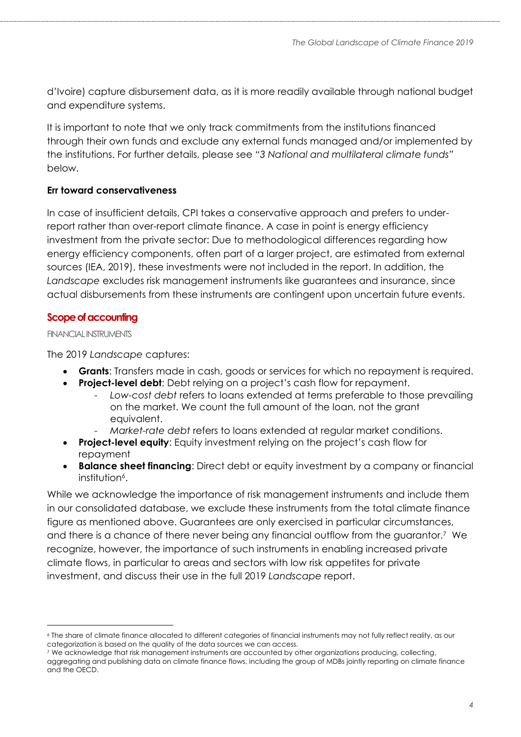d'Ivoire) capture disbursement data, as it is more readily available through national budget and expenditure systems.

It is important to note that we only track commitments from the institutions financed through their own funds and exclude any external funds managed and/or implemented by the institutions. For further details, please see *"3 National and multilateral climate funds"* below.

**Err toward conservativeness**

In case of insufficient details, CPI takes a conservative approach and prefers to under-report rather than over-report climate finance. A case in point is energy efficiency investment from the private sector: Due to methodological differences regarding how energy efficiency components, often part of a larger project, are estimated from external sources (IEA, 2019), these investments were not included in the report. In addition, the *Landscape* excludes risk management instruments like guarantees and insurance, since actual disbursements from these instruments are contingent upon uncertain future events.

## Scope of accounting

### FINANCIAL INSTRUMENTS

The 2019 *Landscape* captures:

- **Grants**: Transfers made in cash, goods or services for which no repayment is required.
- **Project-level debt**: Debt relying on a project's cash flow for repayment.
  - *Low-cost debt* refers to loans extended at terms preferable to those prevailing on the market. We count the full amount of the loan, not the grant equivalent.
  - *Market-rate debt* refers to loans extended at regular market conditions.
- **Project-level equity**: Equity investment relying on the project's cash flow for repayment
- **Balance sheet financing**: Direct debt or equity investment by a company or financial institution[6].

While we acknowledge the importance of risk management instruments and include them in our consolidated database, we exclude these instruments from the total climate finance figure as mentioned above. Guarantees are only exercised in particular circumstances, and there is a chance of there never being any financial outflow from the guarantor.[7] We recognize, however, the importance of such instruments in enabling increased private climate flows, in particular to areas and sectors with low risk appetites for private investment, and discuss their use in the full 2019 *Landscape* report.

---

[6] The share of climate finance allocated to different categories of financial instruments may not fully reflect reality, as our categorization is based on the quality of the data sources we can access.

[7] We acknowledge that risk management instruments are accounted by other organizations producing, collecting, aggregating and publishing data on climate finance flows, including the group of MDBs jointly reporting on climate finance and the OECD.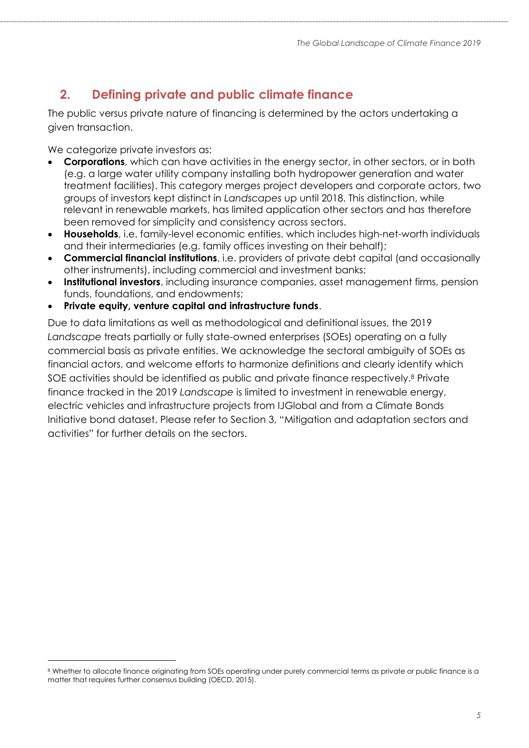## 2. Defining private and public climate finance

The public versus private nature of financing is determined by the actors undertaking a given transaction.

We categorize private investors as:

- **Corporations**, which can have activities in the energy sector, in other sectors, or in both (e.g. a large water utility company installing both hydropower generation and water treatment facilities). This category merges project developers and corporate actors, two groups of investors kept distinct in *Landscapes* up until 2018. This distinction, while relevant in renewable markets, has limited application other sectors and has therefore been removed for simplicity and consistency across sectors.
- **Households**, i.e. family-level economic entities, which includes high-net-worth individuals and their intermediaries (e.g. family offices investing on their behalf);
- **Commercial financial institutions**, i.e. providers of private debt capital (and occasionally other instruments), including commercial and investment banks;
- **Institutional investors**, including insurance companies, asset management firms, pension funds, foundations, and endowments;
- **Private equity, venture capital and infrastructure funds**.

Due to data limitations as well as methodological and definitional issues, the 2019 *Landscape* treats partially or fully state-owned enterprises (SOEs) operating on a fully commercial basis as private entities. We acknowledge the sectoral ambiguity of SOEs as financial actors, and welcome efforts to harmonize definitions and clearly identify which SOE activities should be identified as public and private finance respectively.[8] Private finance tracked in the 2019 *Landscape* is limited to investment in renewable energy, electric vehicles and infrastructure projects from IJGlobal and from a Climate Bonds Initiative bond dataset. Please refer to Section 3, "Mitigation and adaptation sectors and activities" for further details on the sectors.

[8] Whether to allocate finance originating from SOEs operating under purely commercial terms as private or public finance is a matter that requires further consensus building (OECD, 2015).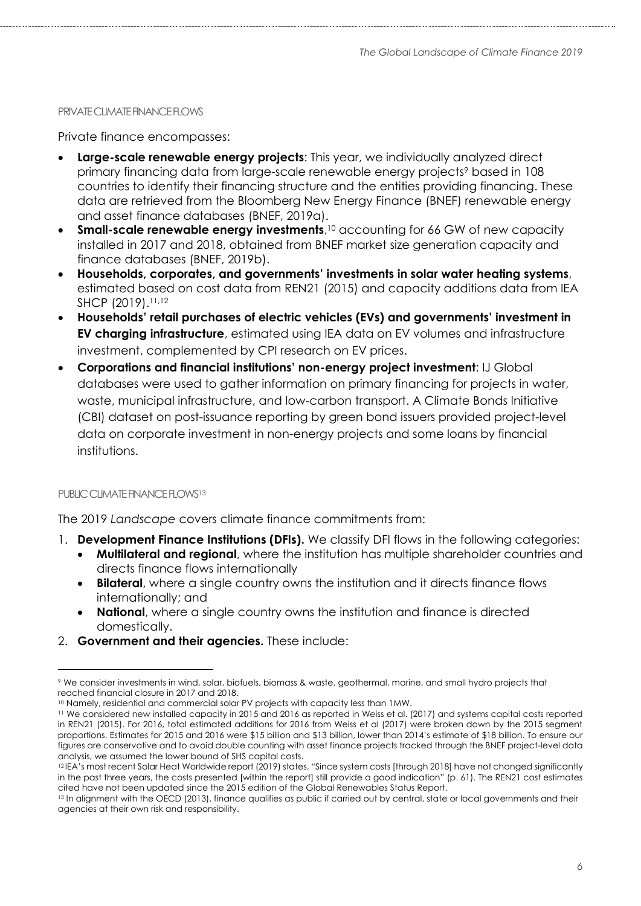#### PRIVATE CLIMATE FINANCE FLOWS

Private finance encompasses:

- **Large-scale renewable energy projects**: This year, we individually analyzed direct primary financing data from large-scale renewable energy projects[9] based in 108 countries to identify their financing structure and the entities providing financing. These data are retrieved from the Bloomberg New Energy Finance (BNEF) renewable energy and asset finance databases (BNEF, 2019a).
- **Small-scale renewable energy investments**,[10] accounting for 66 GW of new capacity installed in 2017 and 2018, obtained from BNEF market size generation capacity and finance databases (BNEF, 2019b).
- **Households, corporates, and governments' investments in solar water heating systems**, estimated based on cost data from REN21 (2015) and capacity additions data from IEA SHCP (2019).[11,12]
- **Households' retail purchases of electric vehicles (EVs) and governments' investment in EV charging infrastructure**, estimated using IEA data on EV volumes and infrastructure investment, complemented by CPI research on EV prices.
- **Corporations and financial institutions' non-energy project investment**: IJ Global databases were used to gather information on primary financing for projects in water, waste, municipal infrastructure, and low-carbon transport. A Climate Bonds Initiative (CBI) dataset on post-issuance reporting by green bond issuers provided project-level data on corporate investment in non-energy projects and some loans by financial institutions.

#### PUBLIC CLIMATE FINANCE FLOWS[13]

The 2019 *Landscape* covers climate finance commitments from:

1. **Development Finance Institutions (DFIs).** We classify DFI flows in the following categories:
   - **Multilateral and regional**, where the institution has multiple shareholder countries and directs finance flows internationally
   - **Bilateral**, where a single country owns the institution and it directs finance flows internationally; and
   - **National**, where a single country owns the institution and finance is directed domestically.
2. **Government and their agencies.** These include:

---

[9] We consider investments in wind, solar, biofuels, biomass & waste, geothermal, marine, and small hydro projects that reached financial closure in 2017 and 2018.

[10] Namely, residential and commercial solar PV projects with capacity less than 1MW.

[11] We considered new installed capacity in 2015 and 2016 as reported in Weiss et al. (2017) and systems capital costs reported in REN21 (2015). For 2016, total estimated additions for 2016 from Weiss et al (2017) were broken down by the 2015 segment proportions. Estimates for 2015 and 2016 were $15 billion and $13 billion, lower than 2014's estimate of $18 billion. To ensure our figures are conservative and to avoid double counting with asset finance projects tracked through the BNEF project-level data analysis, we assumed the lower bound of SHS capital costs.

[12] IEA's most recent Solar Heat Worldwide report (2019) states, "Since system costs [through 2018] have not changed significantly in the past three years, the costs presented [within the report] still provide a good indication" (p. 61). The REN21 cost estimates cited have not been updated since the 2015 edition of the Global Renewables Status Report.

[13] In alignment with the OECD (2013), finance qualifies as public if carried out by central, state or local governments and their agencies at their own risk and responsibility.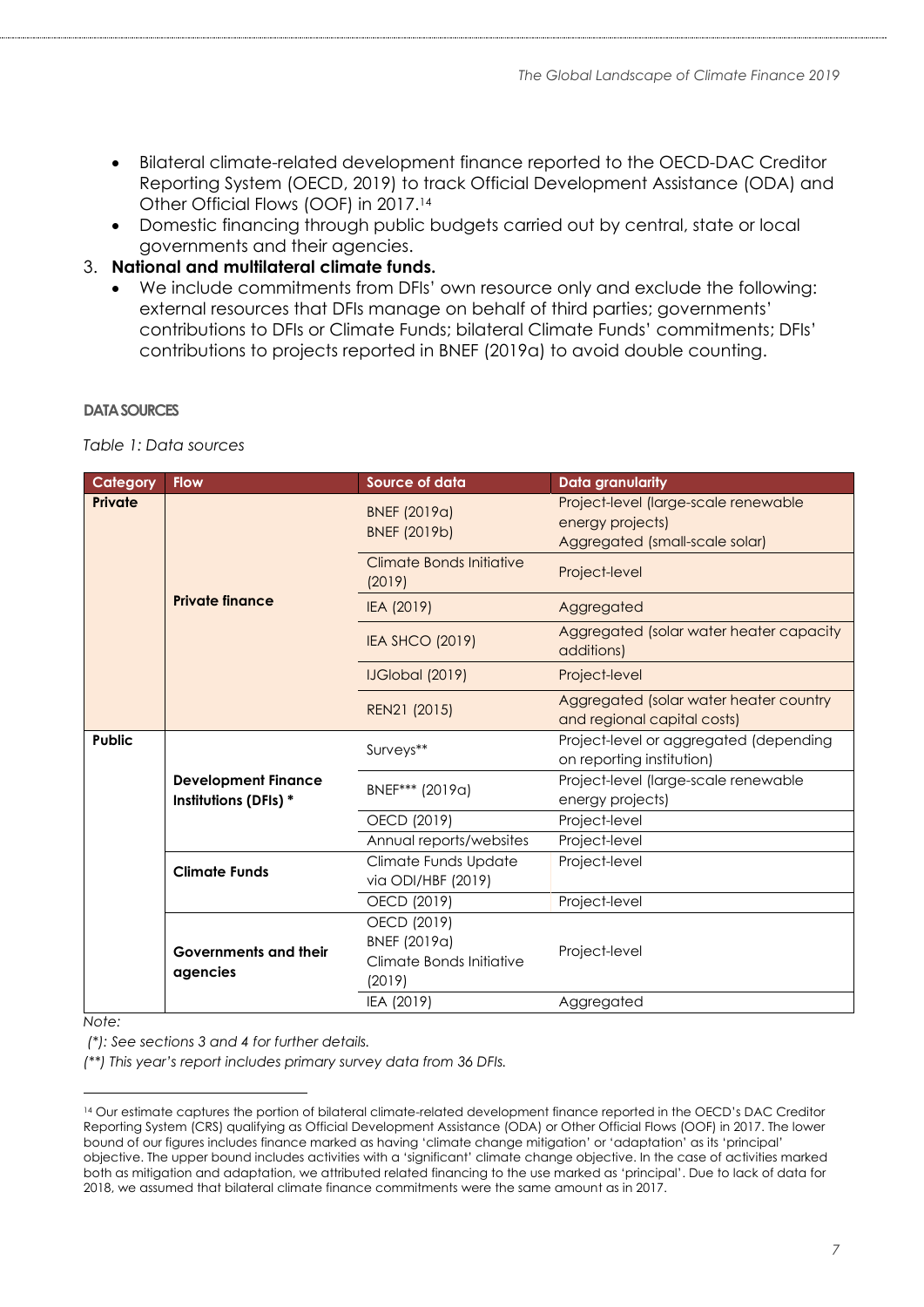- Bilateral climate-related development finance reported to the OECD-DAC Creditor Reporting System (OECD, 2019) to track Official Development Assistance (ODA) and Other Official Flows (OOF) in 2017.[14]
- Domestic financing through public budgets carried out by central, state or local governments and their agencies.

3. **National and multilateral climate funds.**
   - We include commitments from DFIs' own resource only and exclude the following: external resources that DFIs manage on behalf of third parties; governments' contributions to DFIs or Climate Funds; bilateral Climate Funds' commitments; DFIs' contributions to projects reported in BNEF (2019a) to avoid double counting.

#### DATA SOURCES

*Table 1: Data sources*

| Category | Flow | Source of data | Data granularity |
|---|---|---|---|
| **Private** | **Private finance** | BNEF (2019a)<br>BNEF (2019b) | Project-level (large-scale renewable energy projects)<br>Aggregated (small-scale solar) |
| | | Climate Bonds Initiative (2019) | Project-level |
| | | IEA (2019) | Aggregated |
| | | IEA SHCO (2019) | Aggregated (solar water heater capacity additions) |
| | | IJGlobal (2019) | Project-level |
| | | REN21 (2015) | Aggregated (solar water heater country and regional capital costs) |
| **Public** | **Development Finance Institutions (DFIs) *** | Surveys** | Project-level or aggregated (depending on reporting institution) |
| | | BNEF*** (2019a) | Project-level (large-scale renewable energy projects) |
| | | OECD (2019) | Project-level |
| | | Annual reports/websites | Project-level |
| | **Climate Funds** | Climate Funds Update via ODI/HBF (2019) | Project-level |
| | | OECD (2019) | Project-level |
| | **Governments and their agencies** | OECD (2019)<br>BNEF (2019a)<br>Climate Bonds Initiative (2019) | Project-level |
| | | IEA (2019) | Aggregated |

*Note:*

*(\*): See sections 3 and 4 for further details.*

*(\*\*) This year's report includes primary survey data from 36 DFIs.*

---

[14] Our estimate captures the portion of bilateral climate-related development finance reported in the OECD's DAC Creditor Reporting System (CRS) qualifying as Official Development Assistance (ODA) or Other Official Flows (OOF) in 2017. The lower bound of our figures includes finance marked as having 'climate change mitigation' or 'adaptation' as its 'principal' objective. The upper bound includes activities with a 'significant' climate change objective. In the case of activities marked both as mitigation and adaptation, we attributed related financing to the use marked as 'principal'. Due to lack of data for 2018, we assumed that bilateral climate finance commitments were the same amount as in 2017.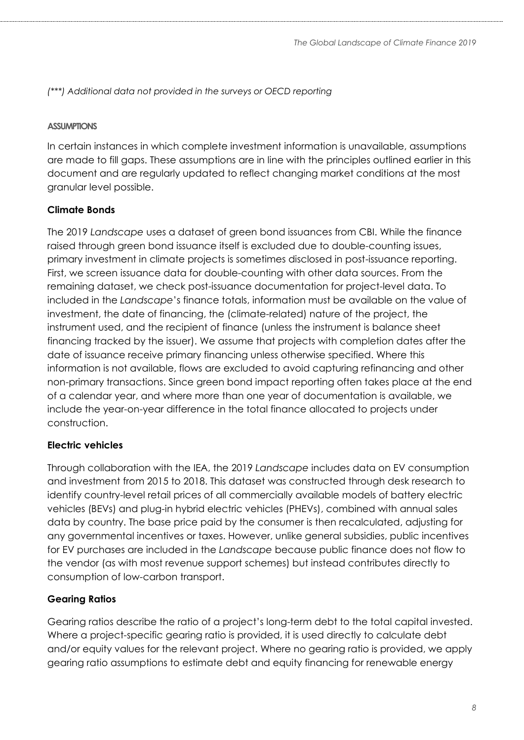*(***) Additional data not provided in the surveys or OECD reporting*

### ASSUMPTIONS

In certain instances in which complete investment information is unavailable, assumptions are made to fill gaps. These assumptions are in line with the principles outlined earlier in this document and are regularly updated to reflect changing market conditions at the most granular level possible.

**Climate Bonds**

The 2019 *Landscape* uses a dataset of green bond issuances from CBI. While the finance raised through green bond issuance itself is excluded due to double-counting issues, primary investment in climate projects is sometimes disclosed in post-issuance reporting. First, we screen issuance data for double-counting with other data sources. From the remaining dataset, we check post-issuance documentation for project-level data. To included in the *Landscape*'s finance totals, information must be available on the value of investment, the date of financing, the (climate-related) nature of the project, the instrument used, and the recipient of finance (unless the instrument is balance sheet financing tracked by the issuer). We assume that projects with completion dates after the date of issuance receive primary financing unless otherwise specified. Where this information is not available, flows are excluded to avoid capturing refinancing and other non-primary transactions. Since green bond impact reporting often takes place at the end of a calendar year, and where more than one year of documentation is available, we include the year-on-year difference in the total finance allocated to projects under construction.

**Electric vehicles**

Through collaboration with the IEA, the 2019 *Landscape* includes data on EV consumption and investment from 2015 to 2018. This dataset was constructed through desk research to identify country-level retail prices of all commercially available models of battery electric vehicles (BEVs) and plug-in hybrid electric vehicles (PHEVs), combined with annual sales data by country. The base price paid by the consumer is then recalculated, adjusting for any governmental incentives or taxes. However, unlike general subsidies, public incentives for EV purchases are included in the *Landscape* because public finance does not flow to the vendor (as with most revenue support schemes) but instead contributes directly to consumption of low-carbon transport.

**Gearing Ratios**

Gearing ratios describe the ratio of a project's long-term debt to the total capital invested. Where a project-specific gearing ratio is provided, it is used directly to calculate debt and/or equity values for the relevant project. Where no gearing ratio is provided, we apply gearing ratio assumptions to estimate debt and equity financing for renewable energy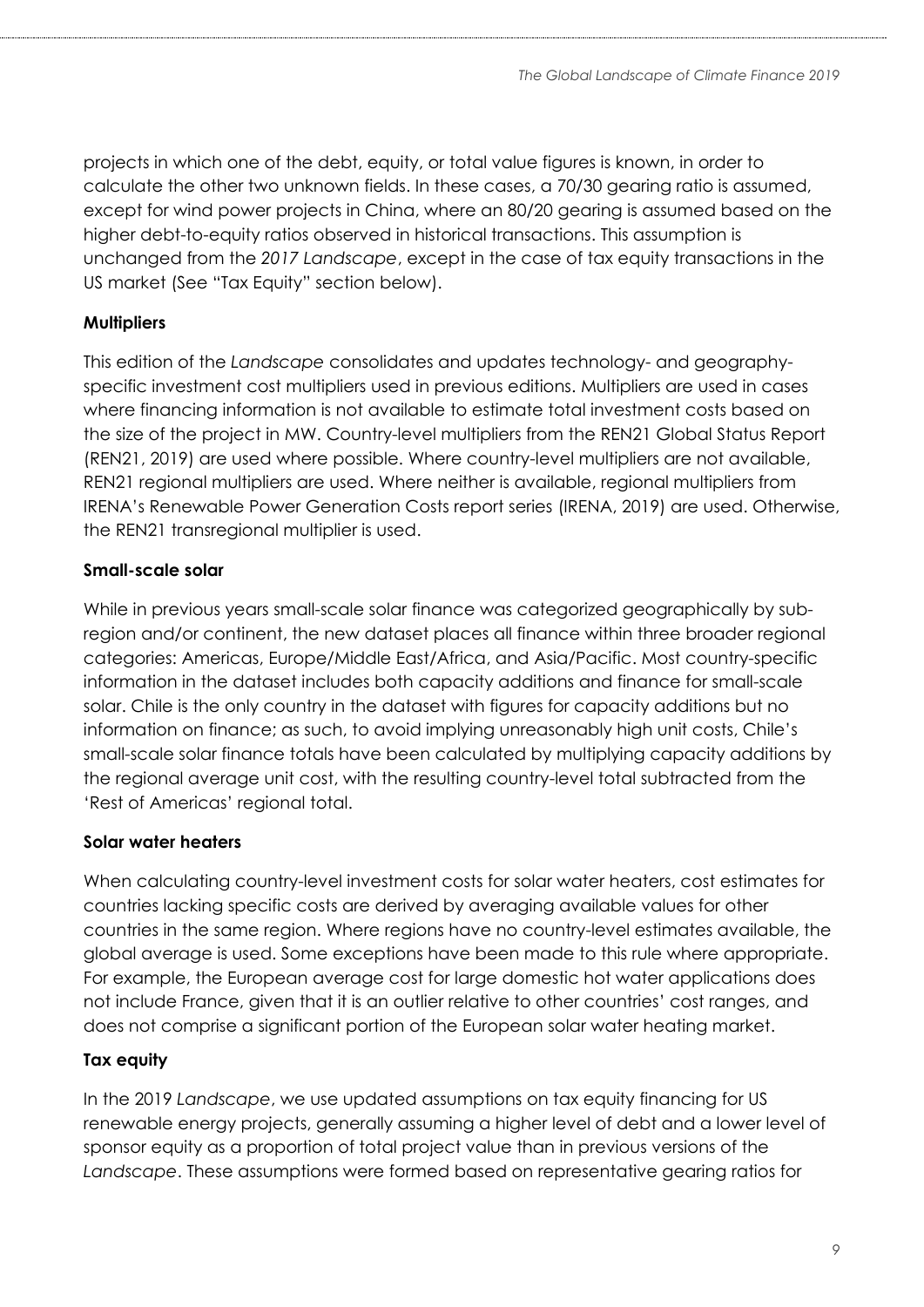projects in which one of the debt, equity, or total value figures is known, in order to calculate the other two unknown fields. In these cases, a 70/30 gearing ratio is assumed, except for wind power projects in China, where an 80/20 gearing is assumed based on the higher debt-to-equity ratios observed in historical transactions. This assumption is unchanged from the *2017 Landscape*, except in the case of tax equity transactions in the US market (See "Tax Equity" section below).

**Multipliers**

This edition of the *Landscape* consolidates and updates technology- and geography-specific investment cost multipliers used in previous editions. Multipliers are used in cases where financing information is not available to estimate total investment costs based on the size of the project in MW. Country-level multipliers from the REN21 Global Status Report (REN21, 2019) are used where possible. Where country-level multipliers are not available, REN21 regional multipliers are used. Where neither is available, regional multipliers from IRENA's Renewable Power Generation Costs report series (IRENA, 2019) are used. Otherwise, the REN21 transregional multiplier is used.

**Small-scale solar**

While in previous years small-scale solar finance was categorized geographically by sub-region and/or continent, the new dataset places all finance within three broader regional categories: Americas, Europe/Middle East/Africa, and Asia/Pacific. Most country-specific information in the dataset includes both capacity additions and finance for small-scale solar. Chile is the only country in the dataset with figures for capacity additions but no information on finance; as such, to avoid implying unreasonably high unit costs, Chile's small-scale solar finance totals have been calculated by multiplying capacity additions by the regional average unit cost, with the resulting country-level total subtracted from the 'Rest of Americas' regional total.

**Solar water heaters**

When calculating country-level investment costs for solar water heaters, cost estimates for countries lacking specific costs are derived by averaging available values for other countries in the same region. Where regions have no country-level estimates available, the global average is used. Some exceptions have been made to this rule where appropriate. For example, the European average cost for large domestic hot water applications does not include France, given that it is an outlier relative to other countries' cost ranges, and does not comprise a significant portion of the European solar water heating market.

**Tax equity**

In the 2019 *Landscape*, we use updated assumptions on tax equity financing for US renewable energy projects, generally assuming a higher level of debt and a lower level of sponsor equity as a proportion of total project value than in previous versions of the *Landscape*. These assumptions were formed based on representative gearing ratios for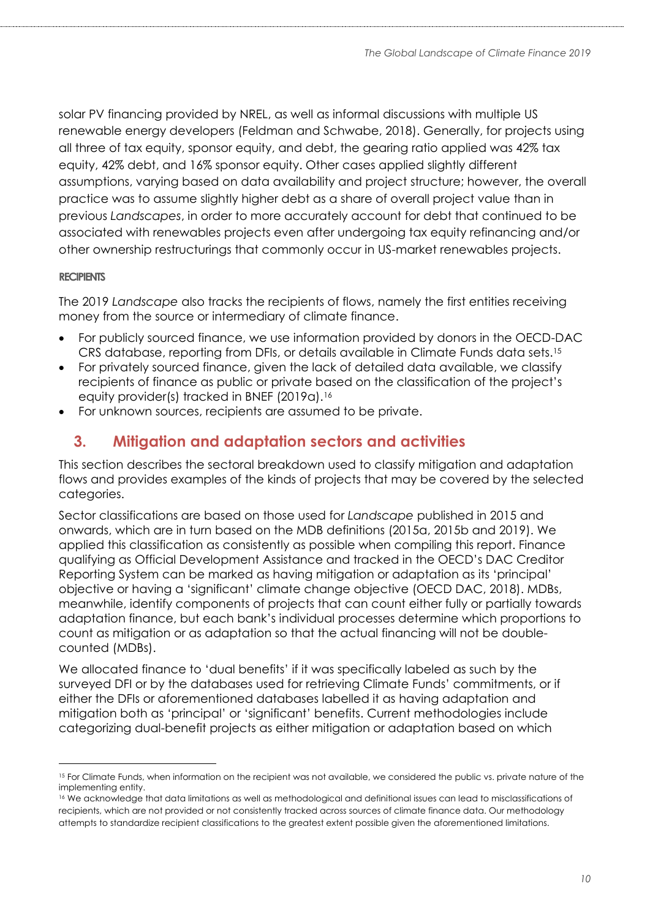solar PV financing provided by NREL, as well as informal discussions with multiple US renewable energy developers (Feldman and Schwabe, 2018). Generally, for projects using all three of tax equity, sponsor equity, and debt, the gearing ratio applied was 42% tax equity, 42% debt, and 16% sponsor equity. Other cases applied slightly different assumptions, varying based on data availability and project structure; however, the overall practice was to assume slightly higher debt as a share of overall project value than in previous *Landscapes*, in order to more accurately account for debt that continued to be associated with renewables projects even after undergoing tax equity refinancing and/or other ownership restructurings that commonly occur in US-market renewables projects.

#### RECIPIENTS

The 2019 *Landscape* also tracks the recipients of flows, namely the first entities receiving money from the source or intermediary of climate finance.

- For publicly sourced finance, we use information provided by donors in the OECD-DAC CRS database, reporting from DFIs, or details available in Climate Funds data sets.[15]
- For privately sourced finance, given the lack of detailed data available, we classify recipients of finance as public or private based on the classification of the project's equity provider(s) tracked in BNEF (2019a).[16]
- For unknown sources, recipients are assumed to be private.

## 3. Mitigation and adaptation sectors and activities

This section describes the sectoral breakdown used to classify mitigation and adaptation flows and provides examples of the kinds of projects that may be covered by the selected categories.

Sector classifications are based on those used for *Landscape* published in 2015 and onwards, which are in turn based on the MDB definitions (2015a, 2015b and 2019). We applied this classification as consistently as possible when compiling this report. Finance qualifying as Official Development Assistance and tracked in the OECD's DAC Creditor Reporting System can be marked as having mitigation or adaptation as its 'principal' objective or having a 'significant' climate change objective (OECD DAC, 2018). MDBs, meanwhile, identify components of projects that can count either fully or partially towards adaptation finance, but each bank's individual processes determine which proportions to count as mitigation or as adaptation so that the actual financing will not be double-counted (MDBs).

We allocated finance to 'dual benefits' if it was specifically labeled as such by the surveyed DFI or by the databases used for retrieving Climate Funds' commitments, or if either the DFIs or aforementioned databases labelled it as having adaptation and mitigation both as 'principal' or 'significant' benefits. Current methodologies include categorizing dual-benefit projects as either mitigation or adaptation based on which

---

[15] For Climate Funds, when information on the recipient was not available, we considered the public vs. private nature of the implementing entity.

[16] We acknowledge that data limitations as well as methodological and definitional issues can lead to misclassifications of recipients, which are not provided or not consistently tracked across sources of climate finance data. Our methodology attempts to standardize recipient classifications to the greatest extent possible given the aforementioned limitations.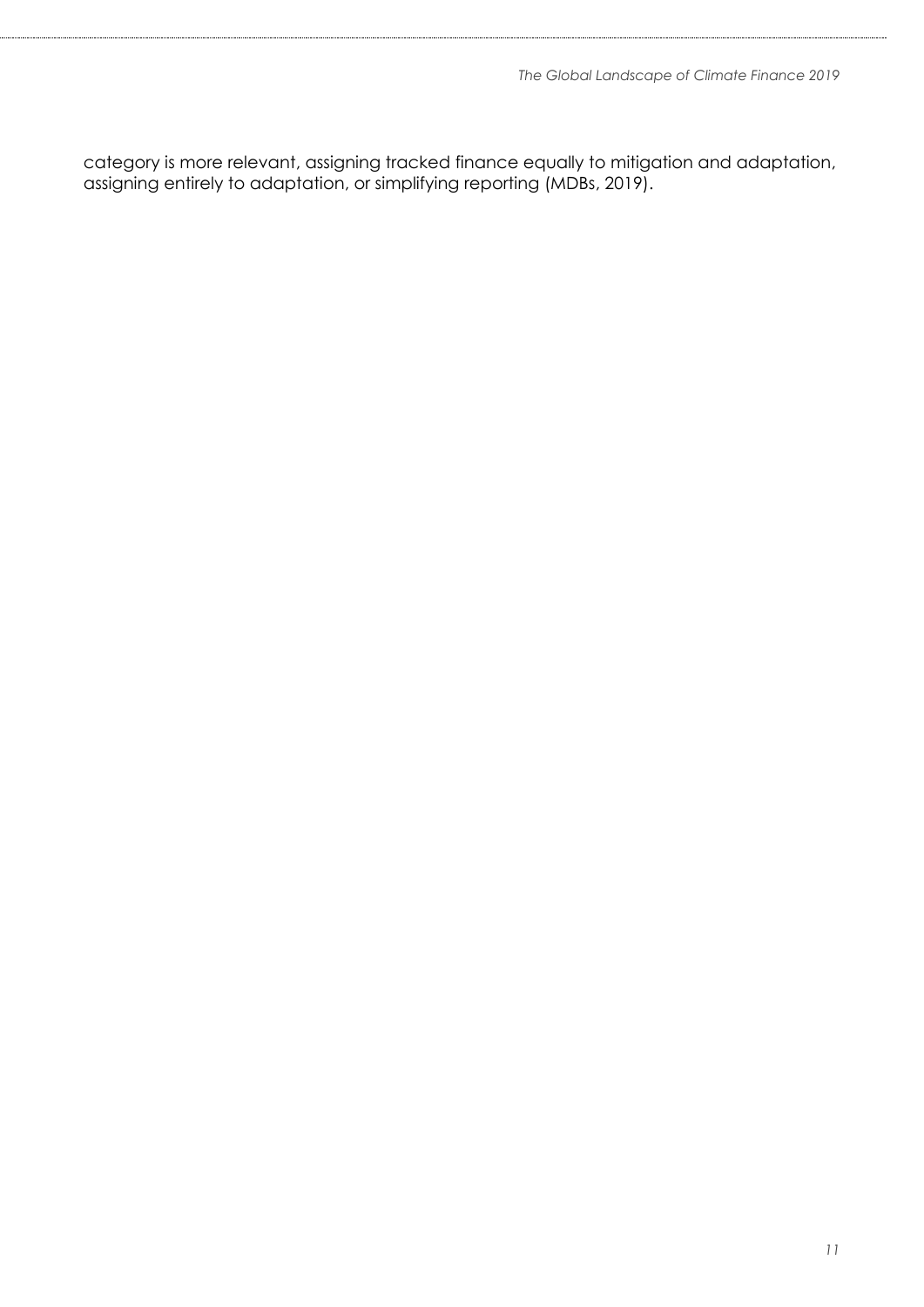category is more relevant, assigning tracked finance equally to mitigation and adaptation, assigning entirely to adaptation, or simplifying reporting (MDBs, 2019).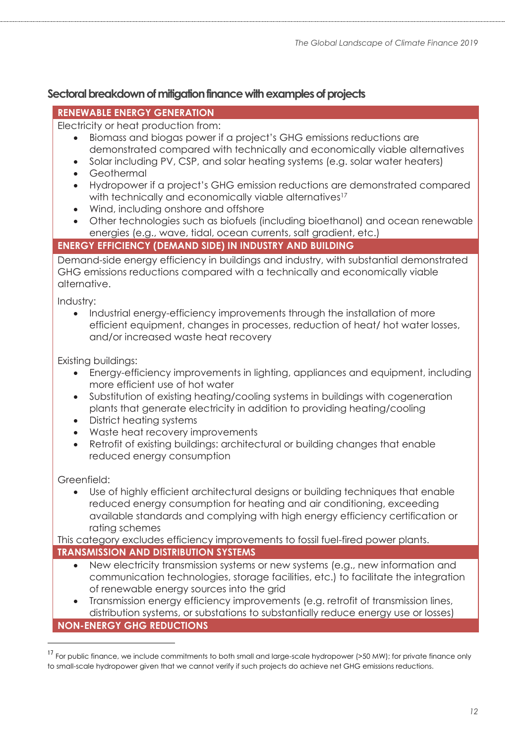## Sectoral breakdown of mitigation finance with examples of projects

### RENEWABLE ENERGY GENERATION

Electricity or heat production from:

- Biomass and biogas power if a project's GHG emissions reductions are demonstrated compared with technically and economically viable alternatives
- Solar including PV, CSP, and solar heating systems (e.g. solar water heaters)
- Geothermal
- Hydropower if a project's GHG emission reductions are demonstrated compared with technically viable alternatives[17]
- Wind, including onshore and offshore
- Other technologies such as biofuels (including bioethanol) and ocean renewable energies (e.g., wave, tidal, ocean currents, salt gradient, etc.)

### ENERGY EFFICIENCY (DEMAND SIDE) IN INDUSTRY AND BUILDING

Demand-side energy efficiency in buildings and industry, with substantial demonstrated GHG emissions reductions compared with a technically and economically viable alternative.

Industry:

- Industrial energy-efficiency improvements through the installation of more efficient equipment, changes in processes, reduction of heat/ hot water losses, and/or increased waste heat recovery

Existing buildings:

- Energy-efficiency improvements in lighting, appliances and equipment, including more efficient use of hot water
- Substitution of existing heating/cooling systems in buildings with cogeneration plants that generate electricity in addition to providing heating/cooling
- District heating systems
- Waste heat recovery improvements
- Retrofit of existing buildings: architectural or building changes that enable reduced energy consumption

Greenfield:

- Use of highly efficient architectural designs or building techniques that enable reduced energy consumption for heating and air conditioning, exceeding available standards and complying with high energy efficiency certification or rating schemes

This category excludes efficiency improvements to fossil fuel-fired power plants.

### TRANSMISSION AND DISTRIBUTION SYSTEMS

- New electricity transmission systems or new systems (e.g., new information and communication technologies, storage facilities, etc.) to facilitate the integration of renewable energy sources into the grid
- Transmission energy efficiency improvements (e.g. retrofit of transmission lines, distribution systems, or substations to substantially reduce energy use or losses)

### NON-ENERGY GHG REDUCTIONS

---

[17] For public finance, we include commitments to both small and large-scale hydropower (>50 MW); for private finance only to small-scale hydropower given that we cannot verify if such projects do achieve net GHG emissions reductions.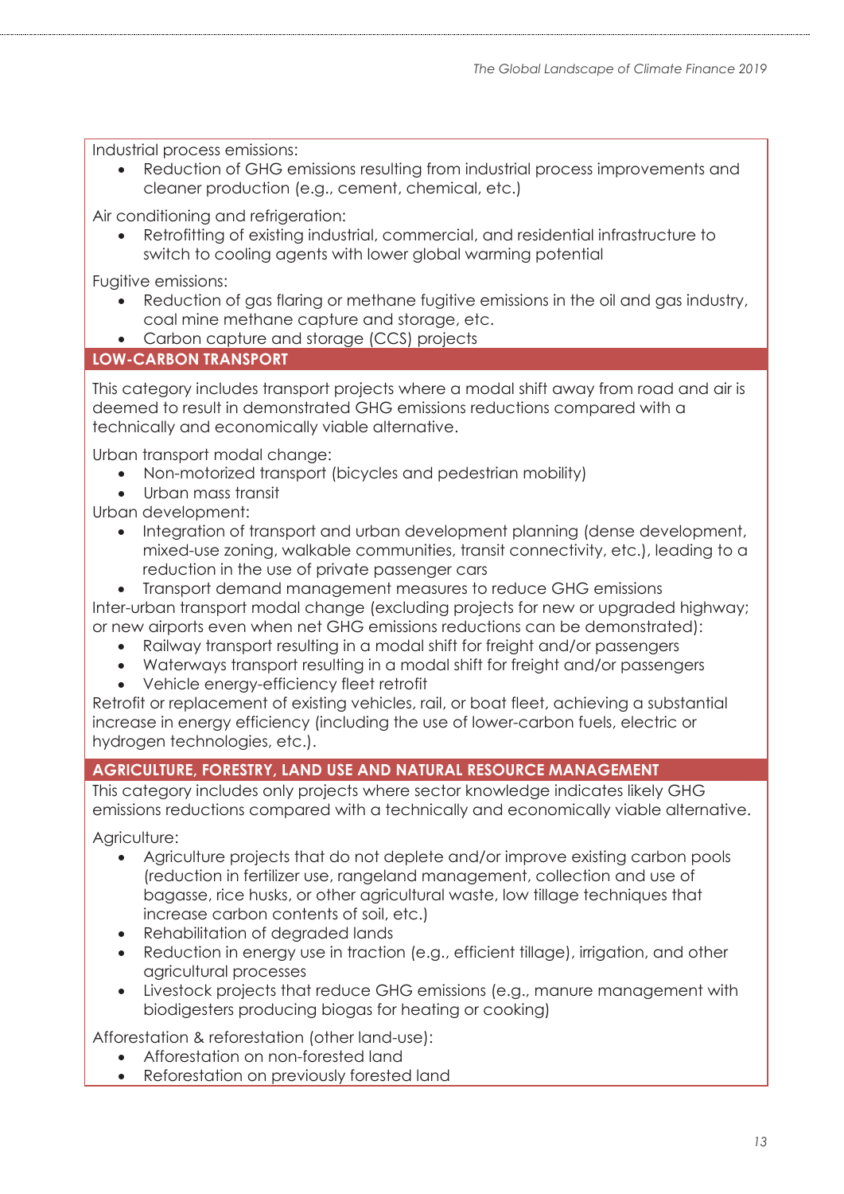Industrial process emissions:

- Reduction of GHG emissions resulting from industrial process improvements and cleaner production (e.g., cement, chemical, etc.)

Air conditioning and refrigeration:

- Retrofitting of existing industrial, commercial, and residential infrastructure to switch to cooling agents with lower global warming potential

Fugitive emissions:

- Reduction of gas flaring or methane fugitive emissions in the oil and gas industry, coal mine methane capture and storage, etc.
- Carbon capture and storage (CCS) projects

**LOW-CARBON TRANSPORT**

This category includes transport projects where a modal shift away from road and air is deemed to result in demonstrated GHG emissions reductions compared with a technically and economically viable alternative.

Urban transport modal change:

- Non-motorized transport (bicycles and pedestrian mobility)
- Urban mass transit

Urban development:

- Integration of transport and urban development planning (dense development, mixed-use zoning, walkable communities, transit connectivity, etc.), leading to a reduction in the use of private passenger cars
- Transport demand management measures to reduce GHG emissions

Inter-urban transport modal change (excluding projects for new or upgraded highway; or new airports even when net GHG emissions reductions can be demonstrated):

- Railway transport resulting in a modal shift for freight and/or passengers
- Waterways transport resulting in a modal shift for freight and/or passengers
- Vehicle energy-efficiency fleet retrofit

Retrofit or replacement of existing vehicles, rail, or boat fleet, achieving a substantial increase in energy efficiency (including the use of lower-carbon fuels, electric or hydrogen technologies, etc.).

**AGRICULTURE, FORESTRY, LAND USE AND NATURAL RESOURCE MANAGEMENT**

This category includes only projects where sector knowledge indicates likely GHG emissions reductions compared with a technically and economically viable alternative.

Agriculture:

- Agriculture projects that do not deplete and/or improve existing carbon pools (reduction in fertilizer use, rangeland management, collection and use of bagasse, rice husks, or other agricultural waste, low tillage techniques that increase carbon contents of soil, etc.)
- Rehabilitation of degraded lands
- Reduction in energy use in traction (e.g., efficient tillage), irrigation, and other agricultural processes
- Livestock projects that reduce GHG emissions (e.g., manure management with biodigesters producing biogas for heating or cooking)

Afforestation & reforestation (other land-use):

- Afforestation on non-forested land
- Reforestation on previously forested land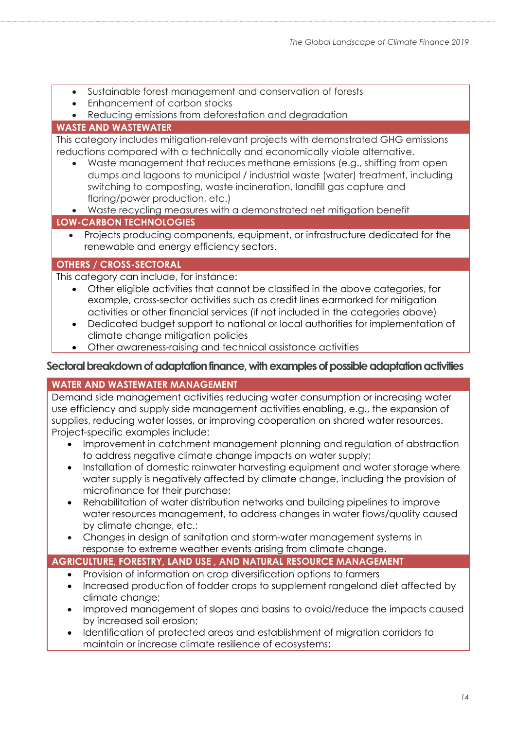- Sustainable forest management and conservation of forests
- Enhancement of carbon stocks
- Reducing emissions from deforestation and degradation

**WASTE AND WASTEWATER**

This category includes mitigation-relevant projects with demonstrated GHG emissions reductions compared with a technically and economically viable alternative.

- Waste management that reduces methane emissions (e.g., shifting from open dumps and lagoons to municipal / industrial waste (water) treatment, including switching to composting, waste incineration, landfill gas capture and flaring/power production, etc.)
- Waste recycling measures with a demonstrated net mitigation benefit

**LOW-CARBON TECHNOLOGIES**

- Projects producing components, equipment, or infrastructure dedicated for the renewable and energy efficiency sectors.

**OTHERS / CROSS-SECTORAL**

This category can include, for instance:

- Other eligible activities that cannot be classified in the above categories, for example, cross-sector activities such as credit lines earmarked for mitigation activities or other financial services (if not included in the categories above)
- Dedicated budget support to national or local authorities for implementation of climate change mitigation policies
- Other awareness-raising and technical assistance activities

### Sectoral breakdown of adaptation finance, with examples of possible adaptation activities

**WATER AND WASTEWATER MANAGEMENT**

Demand side management activities reducing water consumption or increasing water use efficiency and supply side management activities enabling, e.g., the expansion of supplies, reducing water losses, or improving cooperation on shared water resources. Project-specific examples include:

- Improvement in catchment management planning and regulation of abstraction to address negative climate change impacts on water supply;
- Installation of domestic rainwater harvesting equipment and water storage where water supply is negatively affected by climate change, including the provision of microfinance for their purchase;
- Rehabilitation of water distribution networks and building pipelines to improve water resources management, to address changes in water flows/quality caused by climate change, etc.;
- Changes in design of sanitation and storm-water management systems in response to extreme weather events arising from climate change.

**AGRICULTURE, FORESTRY, LAND USE , AND NATURAL RESOURCE MANAGEMENT**

- Provision of information on crop diversification options to farmers
- Increased production of fodder crops to supplement rangeland diet affected by climate change;
- Improved management of slopes and basins to avoid/reduce the impacts caused by increased soil erosion;
- Identification of protected areas and establishment of migration corridors to maintain or increase climate resilience of ecosystems;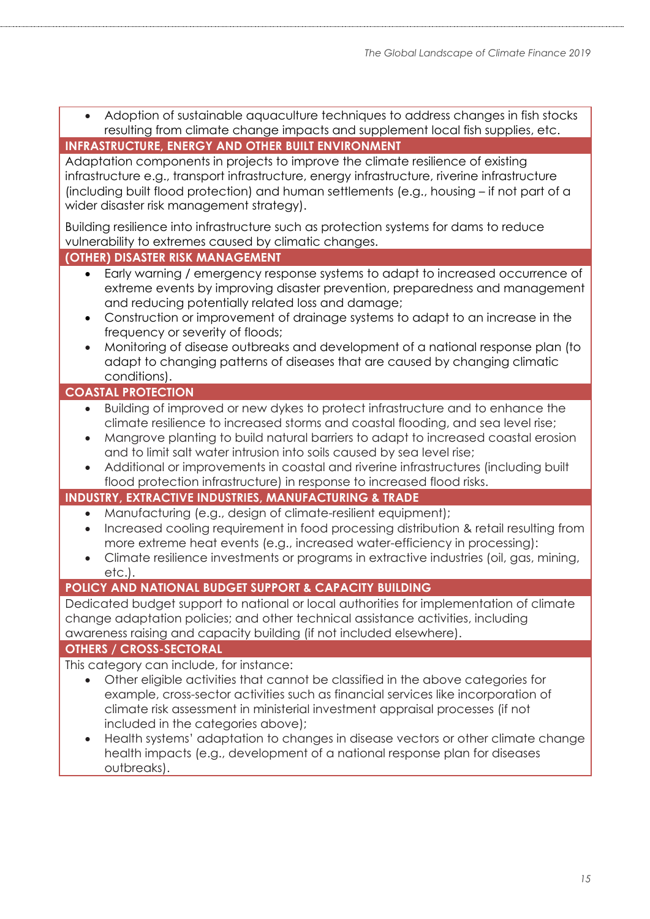- Adoption of sustainable aquaculture techniques to address changes in fish stocks resulting from climate change impacts and supplement local fish supplies, etc.

**INFRASTRUCTURE, ENERGY AND OTHER BUILT ENVIRONMENT**

Adaptation components in projects to improve the climate resilience of existing infrastructure e.g., transport infrastructure, energy infrastructure, riverine infrastructure (including built flood protection) and human settlements (e.g., housing – if not part of a wider disaster risk management strategy).

Building resilience into infrastructure such as protection systems for dams to reduce vulnerability to extremes caused by climatic changes.

**(OTHER) DISASTER RISK MANAGEMENT**

- Early warning / emergency response systems to adapt to increased occurrence of extreme events by improving disaster prevention, preparedness and management and reducing potentially related loss and damage;
- Construction or improvement of drainage systems to adapt to an increase in the frequency or severity of floods;
- Monitoring of disease outbreaks and development of a national response plan (to adapt to changing patterns of diseases that are caused by changing climatic conditions).

**COASTAL PROTECTION**

- Building of improved or new dykes to protect infrastructure and to enhance the climate resilience to increased storms and coastal flooding, and sea level rise;
- Mangrove planting to build natural barriers to adapt to increased coastal erosion and to limit salt water intrusion into soils caused by sea level rise;
- Additional or improvements in coastal and riverine infrastructures (including built flood protection infrastructure) in response to increased flood risks.

**INDUSTRY, EXTRACTIVE INDUSTRIES, MANUFACTURING & TRADE**

- Manufacturing (e.g., design of climate-resilient equipment);
- Increased cooling requirement in food processing distribution & retail resulting from more extreme heat events (e.g., increased water-efficiency in processing):
- Climate resilience investments or programs in extractive industries (oil, gas, mining, etc.).

**POLICY AND NATIONAL BUDGET SUPPORT & CAPACITY BUILDING**

Dedicated budget support to national or local authorities for implementation of climate change adaptation policies; and other technical assistance activities, including awareness raising and capacity building (if not included elsewhere).

**OTHERS / CROSS-SECTORAL**

This category can include, for instance:

- Other eligible activities that cannot be classified in the above categories for example, cross-sector activities such as financial services like incorporation of climate risk assessment in ministerial investment appraisal processes (if not included in the categories above);
- Health systems' adaptation to changes in disease vectors or other climate change health impacts (e.g., development of a national response plan for diseases outbreaks).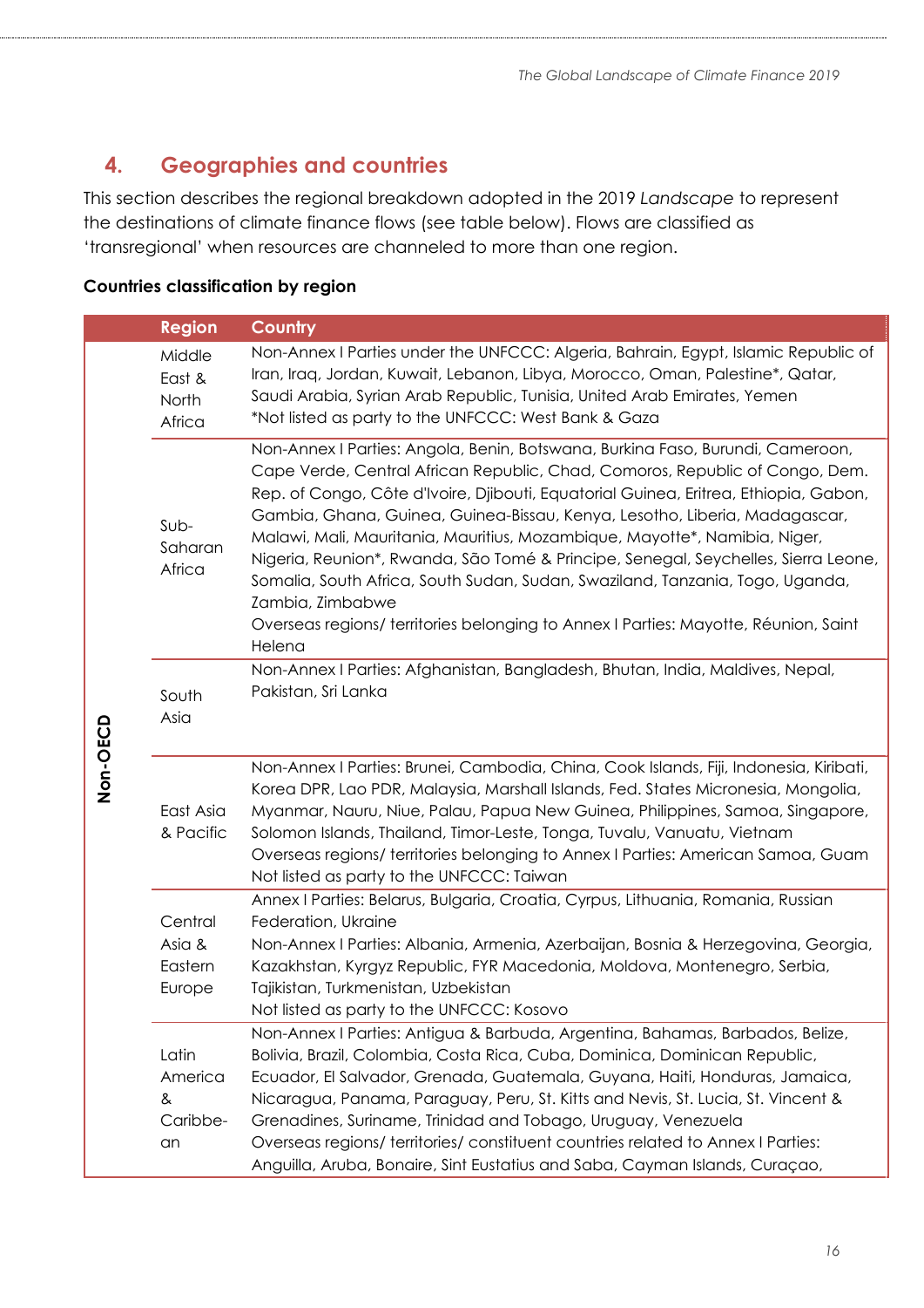## 4. Geographies and countries

This section describes the regional breakdown adopted in the 2019 *Landscape* to represent the destinations of climate finance flows (see table below). Flows are classified as 'transregional' when resources are channeled to more than one region.

**Countries classification by region**

| | Region | Country |
|---|---|---|
| Non-OECD | Middle East & North Africa | Non-Annex I Parties under the UNFCCC: Algeria, Bahrain, Egypt, Islamic Republic of Iran, Iraq, Jordan, Kuwait, Lebanon, Libya, Morocco, Oman, Palestine*, Qatar, Saudi Arabia, Syrian Arab Republic, Tunisia, United Arab Emirates, Yemen<br>*Not listed as party to the UNFCCC: West Bank & Gaza |
| | Sub-Saharan Africa | Non-Annex I Parties: Angola, Benin, Botswana, Burkina Faso, Burundi, Cameroon, Cape Verde, Central African Republic, Chad, Comoros, Republic of Congo, Dem. Rep. of Congo, Côte d'Ivoire, Djibouti, Equatorial Guinea, Eritrea, Ethiopia, Gabon, Gambia, Ghana, Guinea, Guinea-Bissau, Kenya, Lesotho, Liberia, Madagascar, Malawi, Mali, Mauritania, Mauritius, Mozambique, Mayotte*, Namibia, Niger, Nigeria, Reunion*, Rwanda, São Tomé & Principe, Senegal, Seychelles, Sierra Leone, Somalia, South Africa, South Sudan, Sudan, Swaziland, Tanzania, Togo, Uganda, Zambia, Zimbabwe<br>Overseas regions/ territories belonging to Annex I Parties: Mayotte, Réunion, Saint Helena |
| | South Asia | Non-Annex I Parties: Afghanistan, Bangladesh, Bhutan, India, Maldives, Nepal, Pakistan, Sri Lanka |
| | East Asia & Pacific | Non-Annex I Parties: Brunei, Cambodia, China, Cook Islands, Fiji, Indonesia, Kiribati, Korea DPR, Lao PDR, Malaysia, Marshall Islands, Fed. States Micronesia, Mongolia, Myanmar, Nauru, Niue, Palau, Papua New Guinea, Philippines, Samoa, Singapore, Solomon Islands, Thailand, Timor-Leste, Tonga, Tuvalu, Vanuatu, Vietnam<br>Overseas regions/ territories belonging to Annex I Parties: American Samoa, Guam<br>Not listed as party to the UNFCCC: Taiwan |
| | Central Asia & Eastern Europe | Annex I Parties: Belarus, Bulgaria, Croatia, Cyprus, Lithuania, Romania, Russian Federation, Ukraine<br>Non-Annex I Parties: Albania, Armenia, Azerbaijan, Bosnia & Herzegovina, Georgia, Kazakhstan, Kyrgyz Republic, FYR Macedonia, Moldova, Montenegro, Serbia, Tajikistan, Turkmenistan, Uzbekistan<br>Not listed as party to the UNFCCC: Kosovo |
| | Latin America & Caribbean | Non-Annex I Parties: Antigua & Barbuda, Argentina, Bahamas, Barbados, Belize, Bolivia, Brazil, Colombia, Costa Rica, Cuba, Dominica, Dominican Republic, Ecuador, El Salvador, Grenada, Guatemala, Guyana, Haiti, Honduras, Jamaica, Nicaragua, Panama, Paraguay, Peru, St. Kitts and Nevis, St. Lucia, St. Vincent & Grenadines, Suriname, Trinidad and Tobago, Uruguay, Venezuela<br>Overseas regions/ territories/ constituent countries related to Annex I Parties: Anguilla, Aruba, Bonaire, Sint Eustatius and Saba, Cayman Islands, Curaçao, |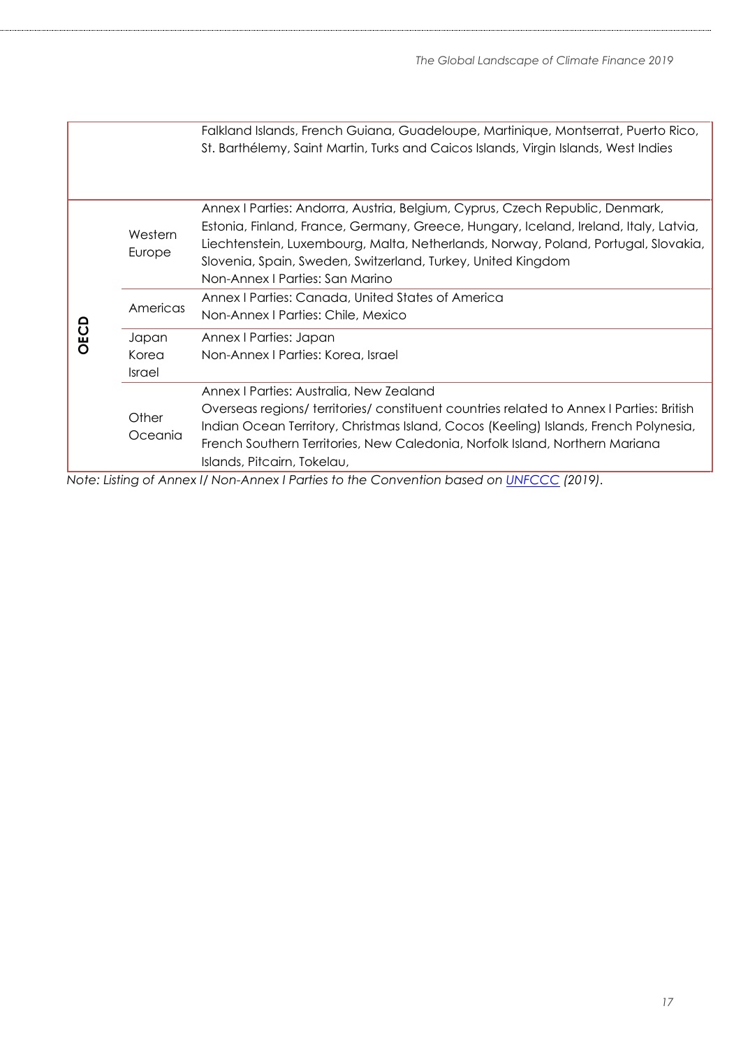| | | |
|---|---|---|
| | | Falkland Islands, French Guiana, Guadeloupe, Martinique, Montserrat, Puerto Rico, St. Barthélemy, Saint Martin, Turks and Caicos Islands, Virgin Islands, West Indies |
| **OECD** | Western Europe | Annex I Parties: Andorra, Austria, Belgium, Cyprus, Czech Republic, Denmark, Estonia, Finland, France, Germany, Greece, Hungary, Iceland, Ireland, Italy, Latvia, Liechtenstein, Luxembourg, Malta, Netherlands, Norway, Poland, Portugal, Slovakia, Slovenia, Spain, Sweden, Switzerland, Turkey, United Kingdom<br>Non-Annex I Parties: San Marino |
| | Americas | Annex I Parties: Canada, United States of America<br>Non-Annex I Parties: Chile, Mexico |
| | Japan Korea Israel | Annex I Parties: Japan<br>Non-Annex I Parties: Korea, Israel |
| | Other Oceania | Annex I Parties: Australia, New Zealand<br>Overseas regions/ territories/ constituent countries related to Annex I Parties: British Indian Ocean Territory, Christmas Island, Cocos (Keeling) Islands, French Polynesia, French Southern Territories, New Caledonia, Norfolk Island, Northern Mariana Islands, Pitcairn, Tokelau, |

*Note: Listing of Annex I/ Non-Annex I Parties to the Convention based on [UNFCCC](UNFCCC) (2019).*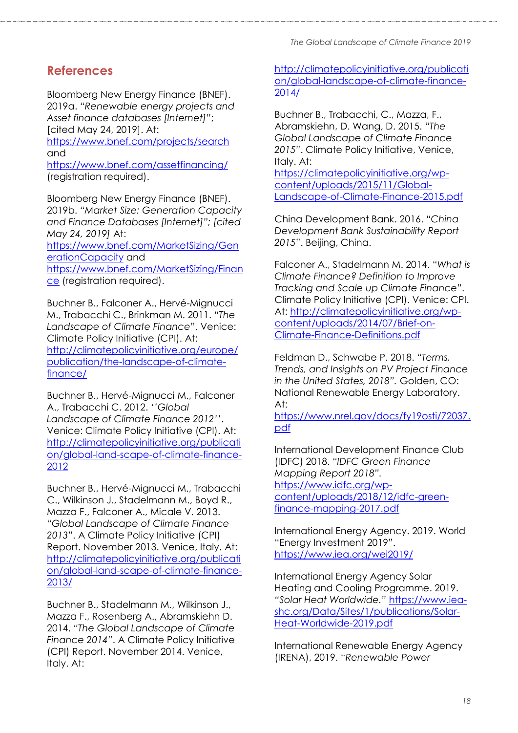## References

Bloomberg New Energy Finance (BNEF). 2019a. "*Renewable energy projects and Asset finance databases [Internet]*"; [cited May 24, 2019]. At: https://www.bnef.com/projects/search and https://www.bnef.com/assetfinancing/ (registration required).

Bloomberg New Energy Finance (BNEF). 2019b. "*Market Size: Generation Capacity and Finance Databases [Internet]*"; *[cited May 24, 2019]* At: https://www.bnef.com/MarketSizing/GenerationCapacity and https://www.bnef.com/MarketSizing/Finance (registration required).

Buchner B., Falconer A., Hervé-Mignucci M., Trabacchi C., Brinkman M. 2011. "*The Landscape of Climate Finance*". Venice: Climate Policy Initiative (CPI). At: http://climatepolicyinitiative.org/europe/publication/the-landscape-of-climate-finance/

Buchner B., Hervé-Mignucci M., Falconer A., Trabacchi C. 2012. ''*Global Landscape of Climate Finance 2012*''. Venice: Climate Policy Initiative (CPI). At: http://climatepolicyinitiative.org/publication/global-land-scape-of-climate-finance-2012

Buchner B., Hervé-Mignucci M., Trabacchi C., Wilkinson J., Stadelmann M., Boyd R., Mazza F., Falconer A., Micale V. 2013. "*Global Landscape of Climate Finance 2013*". A Climate Policy Initiative (CPI) Report. November 2013. Venice, Italy. At: http://climatepolicyinitiative.org/publication/global-land-scape-of-climate-finance-2013/

Buchner B., Stadelmann M., Wilkinson J., Mazza F., Rosenberg A., Abramskiehn D. 2014. "*The Global Landscape of Climate Finance 2014*". A Climate Policy Initiative (CPI) Report. November 2014. Venice, Italy. At: http://climatepolicyinitiative.org/publication/global-landscape-of-climate-finance-2014/

Buchner B., Trabacchi, C., Mazza, F., Abramskiehn, D. Wang, D. 2015. "*The Global Landscape of Climate Finance 2015*". Climate Policy Initiative, Venice, Italy. At: https://climatepolicyinitiative.org/wp-content/uploads/2015/11/Global-Landscape-of-Climate-Finance-2015.pdf

China Development Bank. 2016. "*China Development Bank Sustainability Report 2015*". Beijing, China.

Falconer A., Stadelmann M. 2014. "*What is Climate Finance? Definition to Improve Tracking and Scale up Climate Finance*". Climate Policy Initiative (CPI). Venice: CPI. At: http://climatepolicyinitiative.org/wp-content/uploads/2014/07/Brief-on-Climate-Finance-Definitions.pdf

Feldman D., Schwabe P. 2018. "*Terms, Trends, and Insights on PV Project Finance in the United States, 2018*". Golden, CO: National Renewable Energy Laboratory. At: https://www.nrel.gov/docs/fy19osti/72037.pdf

International Development Finance Club (IDFC) 2018. "*IDFC Green Finance Mapping Report 2018*". https://www.idfc.org/wp-content/uploads/2018/12/idfc-green-finance-mapping-2017.pdf

International Energy Agency. 2019. World "Energy Investment 2019". https://www.iea.org/wei2019/

International Energy Agency Solar Heating and Cooling Programme. 2019. "*Solar Heat Worldwide*." https://www.iea-shc.org/Data/Sites/1/publications/Solar-Heat-Worldwide-2019.pdf

International Renewable Energy Agency (IRENA), 2019. "*Renewable Power*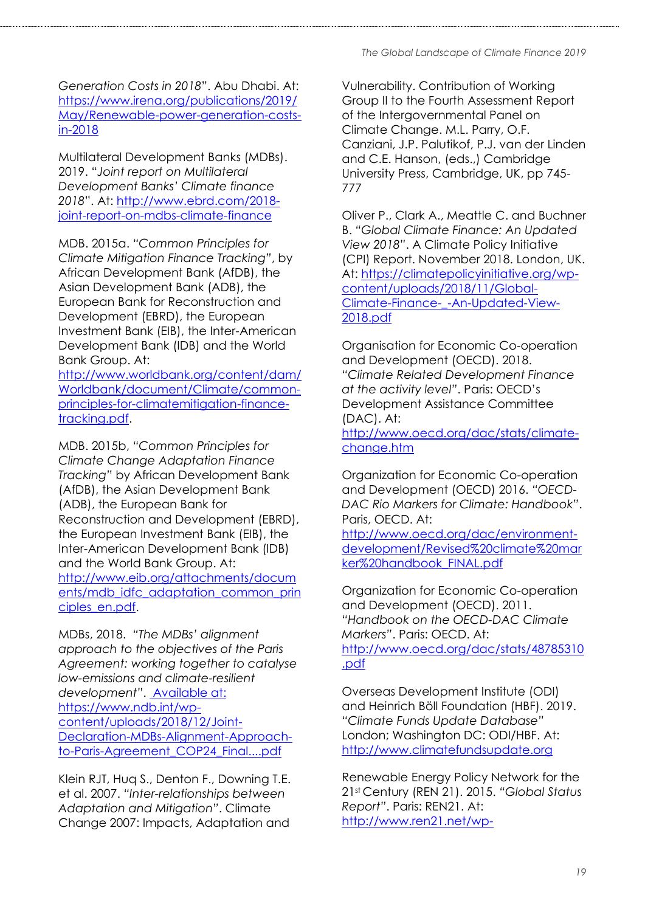*Generation Costs in 2018*". Abu Dhabi. At: https://www.irena.org/publications/2019/May/Renewable-power-generation-costs-in-2018

Multilateral Development Banks (MDBs). 2019. "*Joint report on Multilateral Development Banks' Climate finance 2018*". At: http://www.ebrd.com/2018-joint-report-on-mdbs-climate-finance

MDB. 2015a. "*Common Principles for Climate Mitigation Finance Tracking*", by African Development Bank (AfDB), the Asian Development Bank (ADB), the European Bank for Reconstruction and Development (EBRD), the European Investment Bank (EIB), the Inter-American Development Bank (IDB) and the World Bank Group. At: http://www.worldbank.org/content/dam/Worldbank/document/Climate/common-principles-for-climatemitigation-finance-tracking.pdf.

MDB. 2015b, "*Common Principles for Climate Change Adaptation Finance Tracking*" by African Development Bank (AfDB), the Asian Development Bank (ADB), the European Bank for Reconstruction and Development (EBRD), the European Investment Bank (EIB), the Inter-American Development Bank (IDB) and the World Bank Group. At: http://www.eib.org/attachments/documents/mdb_idfc_adaptation_common_principles_en.pdf.

MDBs, 2018. "*The MDBs' alignment approach to the objectives of the Paris Agreement: working together to catalyse low-emissions and climate-resilient development*". Available at: https://www.ndb.int/wp-content/uploads/2018/12/Joint-Declaration-MDBs-Alignment-Approach-to-Paris-Agreement_COP24_Final....pdf

Klein RJT, Huq S., Denton F., Downing T.E. et al. 2007. "*Inter-relationships between Adaptation and Mitigation*". Climate Change 2007: Impacts, Adaptation and Vulnerability. Contribution of Working Group II to the Fourth Assessment Report of the Intergovernmental Panel on Climate Change. M.L. Parry, O.F. Canziani, J.P. Palutikof, P.J. van der Linden and C.E. Hanson, (eds.,) Cambridge University Press, Cambridge, UK, pp 745-777

Oliver P., Clark A., Meattle C. and Buchner B. "*Global Climate Finance: An Updated View 2018*". A Climate Policy Initiative (CPI) Report. November 2018. London, UK. At: https://climatepolicyinitiative.org/wp-content/uploads/2018/11/Global-Climate-Finance-_-An-Updated-View-2018.pdf

Organisation for Economic Co-operation and Development (OECD). 2018. "*Climate Related Development Finance at the activity level*". Paris: OECD's Development Assistance Committee (DAC). At: http://www.oecd.org/dac/stats/climate-change.htm

Organization for Economic Co-operation and Development (OECD) 2016. "*OECD-DAC Rio Markers for Climate: Handbook*". Paris, OECD. At: http://www.oecd.org/dac/environment-development/Revised%20climate%20marker%20handbook_FINAL.pdf

Organization for Economic Co-operation and Development (OECD). 2011. "*Handbook on the OECD-DAC Climate Markers*". Paris: OECD. At: http://www.oecd.org/dac/stats/48785310.pdf

Overseas Development Institute (ODI) and Heinrich Böll Foundation (HBF). 2019. "*Climate Funds Update Database*" London; Washington DC: ODI/HBF. At: http://www.climatefundsupdate.org

Renewable Energy Policy Network for the 21st Century (REN 21). 2015. "*Global Status Report*". Paris: REN21. At: http://www.ren21.net/wp-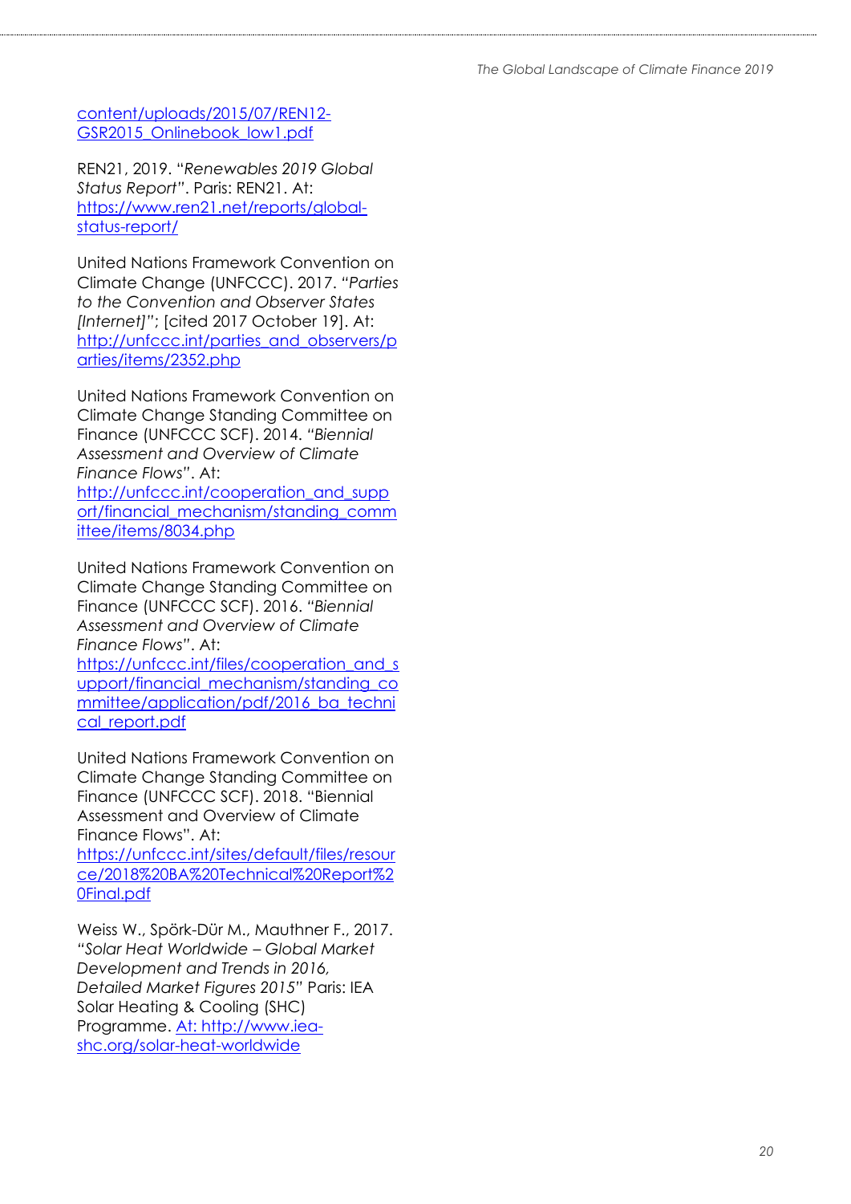content/uploads/2015/07/REN12-GSR2015_Onlinebook_low1.pdf

REN21, 2019. "*Renewables 2019 Global Status Report*". Paris: REN21. At: https://www.ren21.net/reports/global-status-report/

United Nations Framework Convention on Climate Change (UNFCCC). 2017. "*Parties to the Convention and Observer States [Internet]*"; [cited 2017 October 19]. At: http://unfccc.int/parties_and_observers/parties/items/2352.php

United Nations Framework Convention on Climate Change Standing Committee on Finance (UNFCCC SCF). 2014. "*Biennial Assessment and Overview of Climate Finance Flows*". At: http://unfccc.int/cooperation_and_support/financial_mechanism/standing_committee/items/8034.php

United Nations Framework Convention on Climate Change Standing Committee on Finance (UNFCCC SCF). 2016. "*Biennial Assessment and Overview of Climate Finance Flows*". At: https://unfccc.int/files/cooperation_and_support/financial_mechanism/standing_committee/application/pdf/2016_ba_technical_report.pdf

United Nations Framework Convention on Climate Change Standing Committee on Finance (UNFCCC SCF). 2018. "Biennial Assessment and Overview of Climate Finance Flows". At: https://unfccc.int/sites/default/files/resource/2018%20BA%20Technical%20Report%20Final.pdf

Weiss W., Spörk-Dür M., Mauthner F., 2017. "*Solar Heat Worldwide – Global Market Development and Trends in 2016, Detailed Market Figures 2015*" Paris: IEA Solar Heating & Cooling (SHC) Programme. At: http://www.iea-shc.org/solar-heat-worldwide